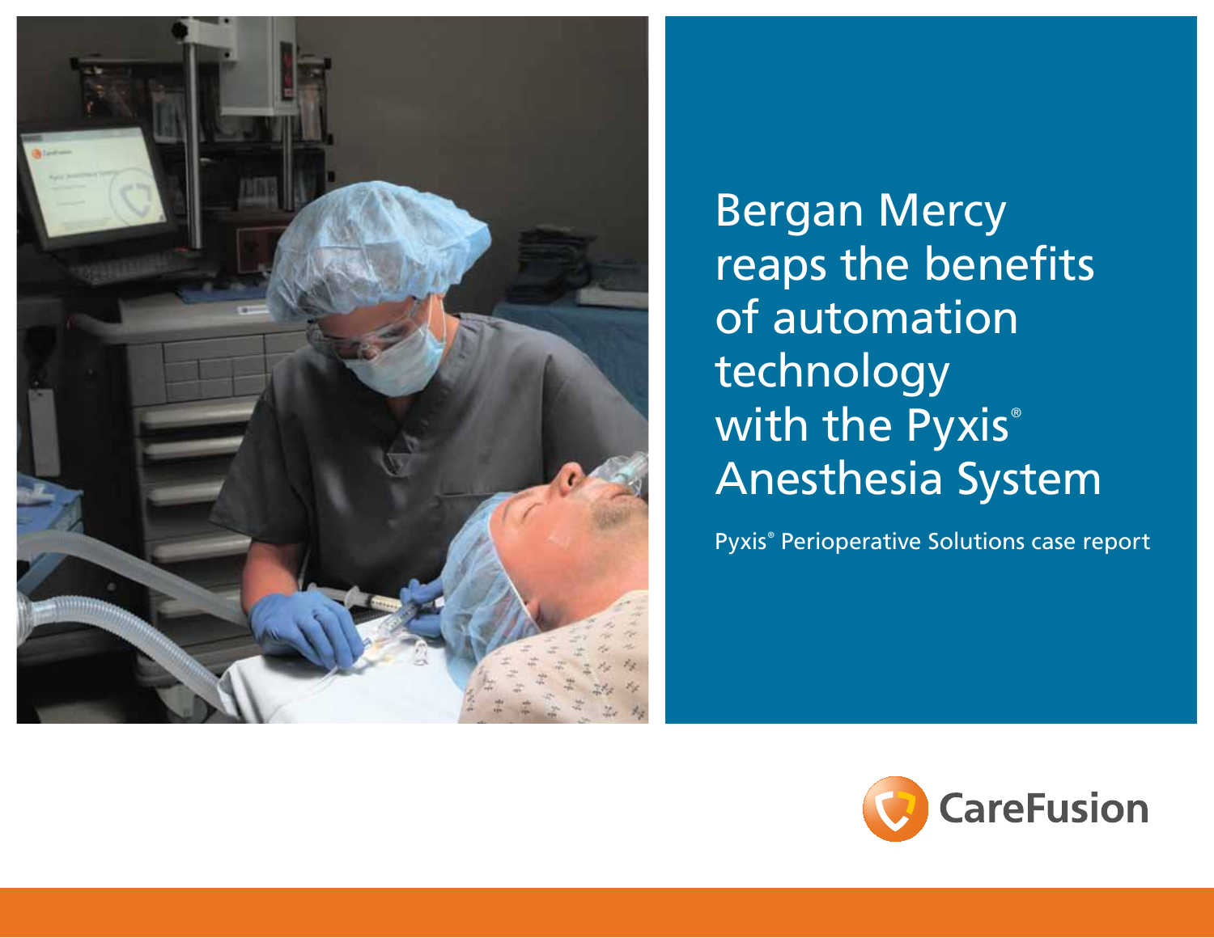# Bergan Mercy reaps the benefits of automation technology with the Pyxis® Anesthesia System

Pyxis® Perioperative Solutions case report

CareFusion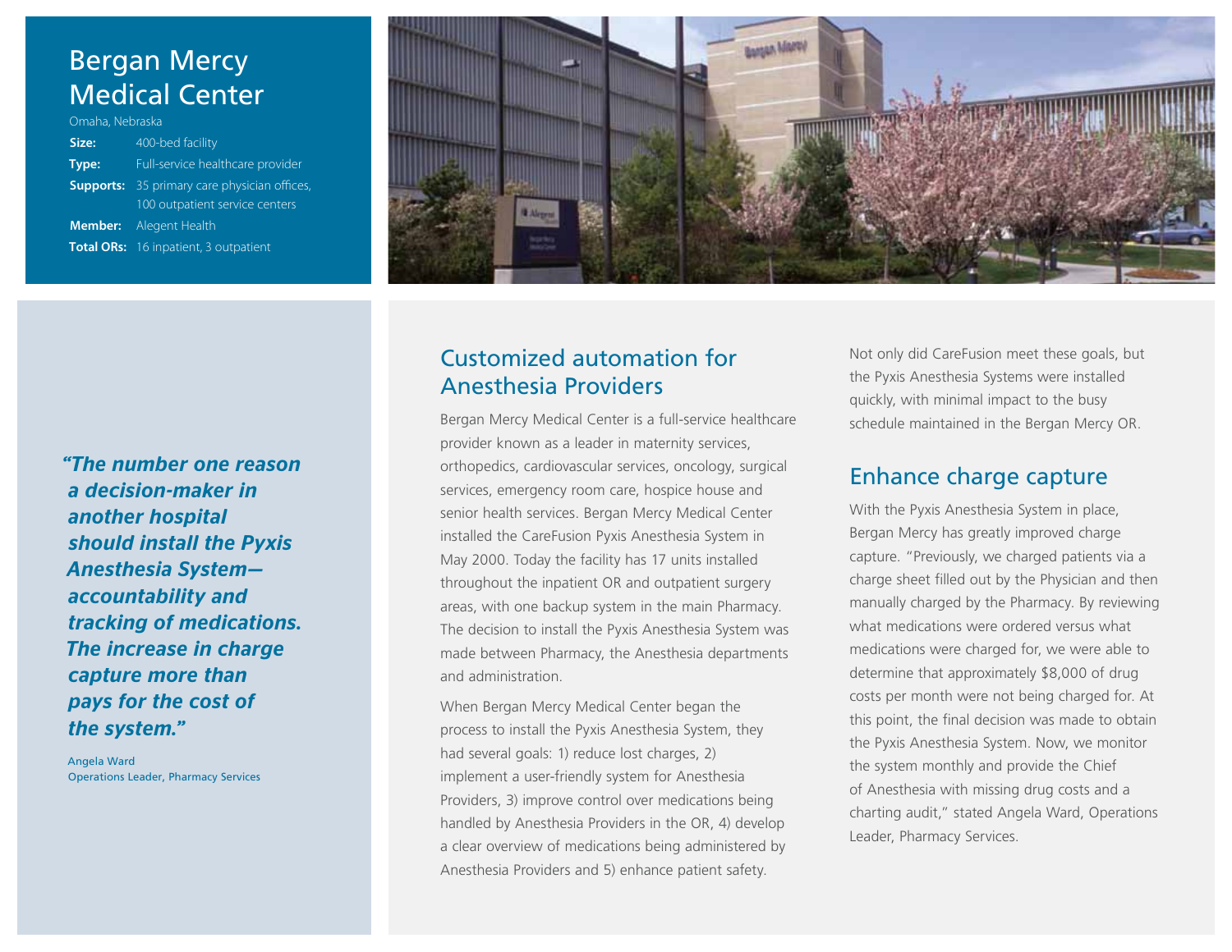# Bergan Mercy Medical Center

Omaha, Nebraska

**Size:** 400-bed facility

**Type:** Full-service healthcare provider

**Supports:** 35 primary care physician offices, 100 outpatient service centers

**Member:** Alegent Health

**Total ORs:** 16 inpatient, 3 outpatient

***"The number one reason a decision-maker in another hospital should install the Pyxis Anesthesia System—accountability and tracking of medications. The increase in charge capture more than pays for the cost of the system."***

Angela Ward
Operations Leader, Pharmacy Services

## Customized automation for Anesthesia Providers

Bergan Mercy Medical Center is a full-service healthcare provider known as a leader in maternity services, orthopedics, cardiovascular services, oncology, surgical services, emergency room care, hospice house and senior health services. Bergan Mercy Medical Center installed the CareFusion Pyxis Anesthesia System in May 2000. Today the facility has 17 units installed throughout the inpatient OR and outpatient surgery areas, with one backup system in the main Pharmacy. The decision to install the Pyxis Anesthesia System was made between Pharmacy, the Anesthesia departments and administration.

When Bergan Mercy Medical Center began the process to install the Pyxis Anesthesia System, they had several goals: 1) reduce lost charges, 2) implement a user-friendly system for Anesthesia Providers, 3) improve control over medications being handled by Anesthesia Providers in the OR, 4) develop a clear overview of medications being administered by Anesthesia Providers and 5) enhance patient safety.

Not only did CareFusion meet these goals, but the Pyxis Anesthesia Systems were installed quickly, with minimal impact to the busy schedule maintained in the Bergan Mercy OR.

## Enhance charge capture

With the Pyxis Anesthesia System in place, Bergan Mercy has greatly improved charge capture. "Previously, we charged patients via a charge sheet filled out by the Physician and then manually charged by the Pharmacy. By reviewing what medications were ordered versus what medications were charged for, we were able to determine that approximately $8,000 of drug costs per month were not being charged for. At this point, the final decision was made to obtain the Pyxis Anesthesia System. Now, we monitor the system monthly and provide the Chief of Anesthesia with missing drug costs and a charting audit," stated Angela Ward, Operations Leader, Pharmacy Services.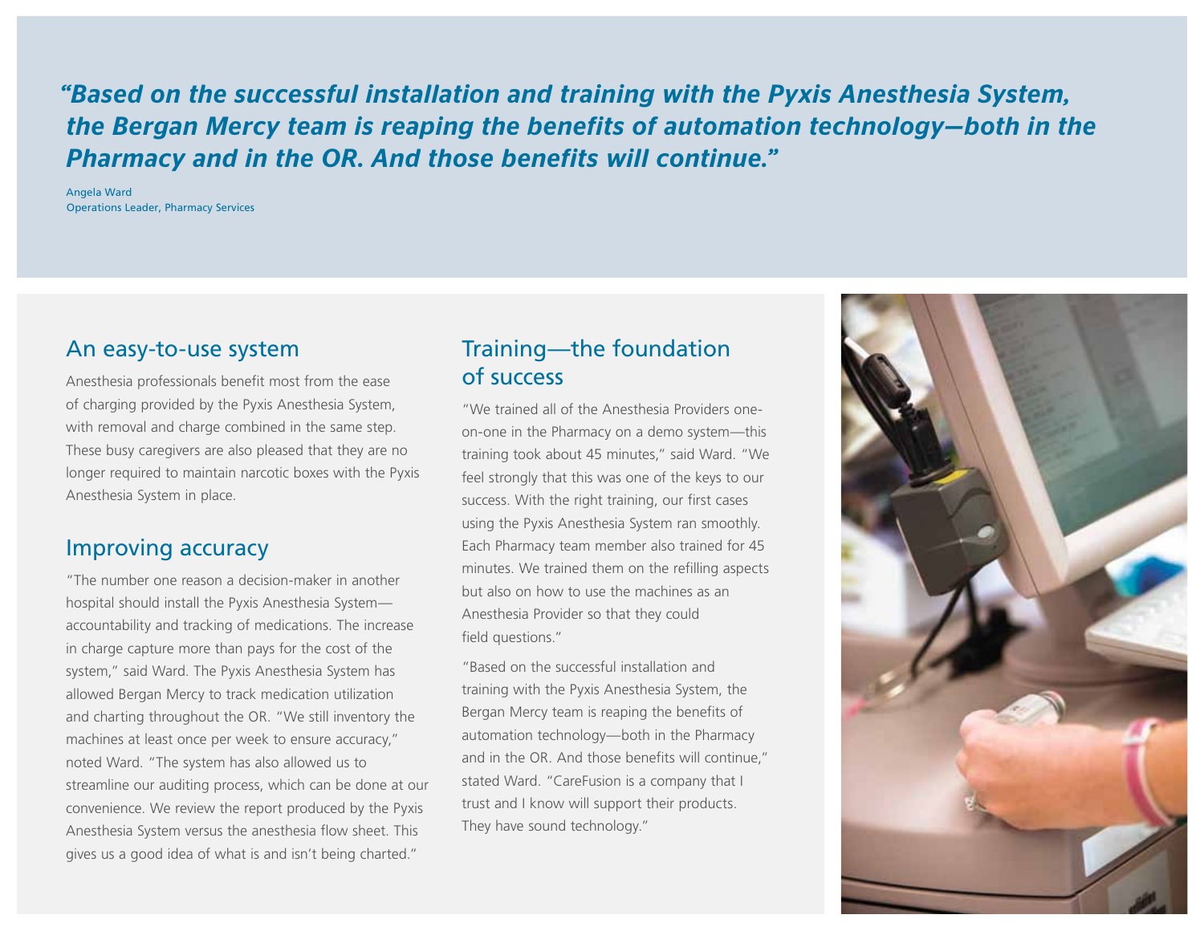***"Based on the successful installation and training with the Pyxis Anesthesia System, the Bergan Mercy team is reaping the benefits of automation technology—both in the Pharmacy and in the OR. And those benefits will continue."***

Angela Ward
Operations Leader, Pharmacy Services

## An easy-to-use system

Anesthesia professionals benefit most from the ease of charging provided by the Pyxis Anesthesia System, with removal and charge combined in the same step. These busy caregivers are also pleased that they are no longer required to maintain narcotic boxes with the Pyxis Anesthesia System in place.

## Improving accuracy

"The number one reason a decision-maker in another hospital should install the Pyxis Anesthesia System—accountability and tracking of medications. The increase in charge capture more than pays for the cost of the system," said Ward. The Pyxis Anesthesia System has allowed Bergan Mercy to track medication utilization and charting throughout the OR. "We still inventory the machines at least once per week to ensure accuracy," noted Ward. "The system has also allowed us to streamline our auditing process, which can be done at our convenience. We review the report produced by the Pyxis Anesthesia System versus the anesthesia flow sheet. This gives us a good idea of what is and isn't being charted."

## Training—the foundation of success

"We trained all of the Anesthesia Providers one-on-one in the Pharmacy on a demo system—this training took about 45 minutes," said Ward. "We feel strongly that this was one of the keys to our success. With the right training, our first cases using the Pyxis Anesthesia System ran smoothly. Each Pharmacy team member also trained for 45 minutes. We trained them on the refilling aspects but also on how to use the machines as an Anesthesia Provider so that they could field questions."

"Based on the successful installation and training with the Pyxis Anesthesia System, the Bergan Mercy team is reaping the benefits of automation technology—both in the Pharmacy and in the OR. And those benefits will continue," stated Ward. "CareFusion is a company that I trust and I know will support their products. They have sound technology."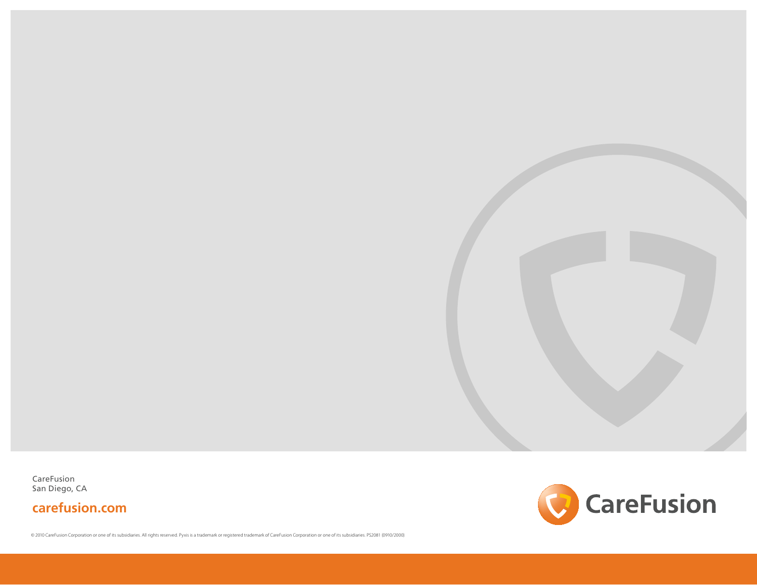CareFusion
San Diego, CA

**carefusion.com**

CareFusion

© 2010 CareFusion Corporation or one of its subsidiaries. All rights reserved. Pyxis is a trademark or registered trademark of CareFusion Corporation or one of its subsidiaries. PS2081 (0910/2000)